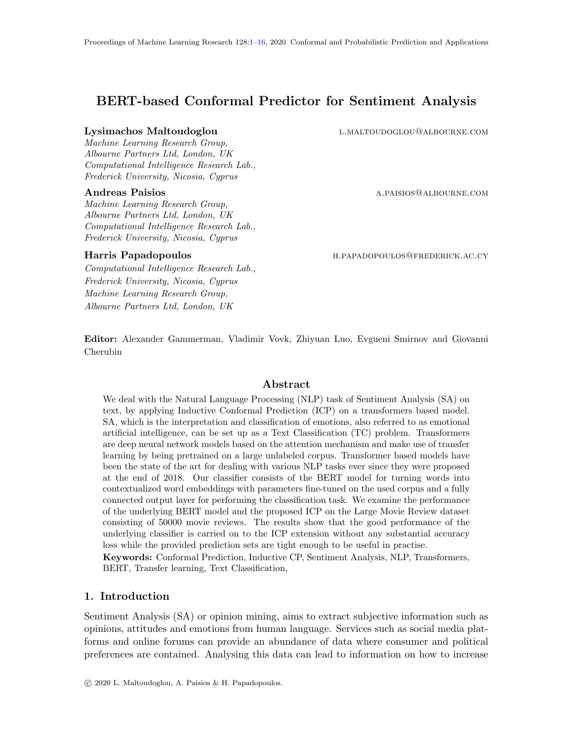# BERT-based Conformal Predictor for Sentiment Analysis

**Lysimachos Maltoudoglou** L.MALTOUDOGLOU@ALBOURNE.COM
*Machine Learning Research Group, Albourne Partners Ltd, London, UK*
*Computational Intelligence Research Lab., Frederick University, Nicosia, Cyprus*

**Andreas Paisios** A.PAISIOS@ALBOURNE.COM
*Machine Learning Research Group, Albourne Partners Ltd, London, UK*
*Computational Intelligence Research Lab., Frederick University, Nicosia, Cyprus*

**Harris Papadopoulos** H.PAPADOPOULOS@FREDERICK.AC.CY
*Computational Intelligence Research Lab., Frederick University, Nicosia, Cyprus*
*Machine Learning Research Group, Albourne Partners Ltd, London, UK*

**Editor:** Alexander Gammerman, Vladimir Vovk, Zhiyuan Luo, Evgueni Smirnov and Giovanni Cherubin

## Abstract

We deal with the Natural Language Processing (NLP) task of Sentiment Analysis (SA) on text, by applying Inductive Conformal Prediction (ICP) on a transformers based model. SA, which is the interpretation and classification of emotions, also referred to as emotional artificial intelligence, can be set up as a Text Classification (TC) problem. Transformers are deep neural network models based on the attention mechanism and make use of transfer learning by being pretrained on a large unlabeled corpus. Transformer based models have been the state of the art for dealing with various NLP tasks ever since they were proposed at the end of 2018. Our classifier consists of the BERT model for turning words into contextualized word embeddings with parameters fine-tuned on the used corpus and a fully connected output layer for performing the classification task. We examine the performance of the underlying BERT model and the proposed ICP on the Large Movie Review dataset consisting of 50000 movie reviews. The results show that the good performance of the underlying classifier is carried on to the ICP extension without any substantial accuracy loss while the provided prediction sets are tight enough to be useful in practise.

**Keywords:** Conformal Prediction, Inductive CP, Sentiment Analysis, NLP, Transformers, BERT, Transfer learning, Text Classification,

## 1. Introduction

Sentiment Analysis (SA) or opinion mining, aims to extract subjective information such as opinions, attitudes and emotions from human language. Services such as social media platforms and online forums can provide an abundance of data where consumer and political preferences are contained. Analysing this data can lead to information on how to increase

© 2020 L. Maltoudoglou, A. Paisios & H. Papadopoulos.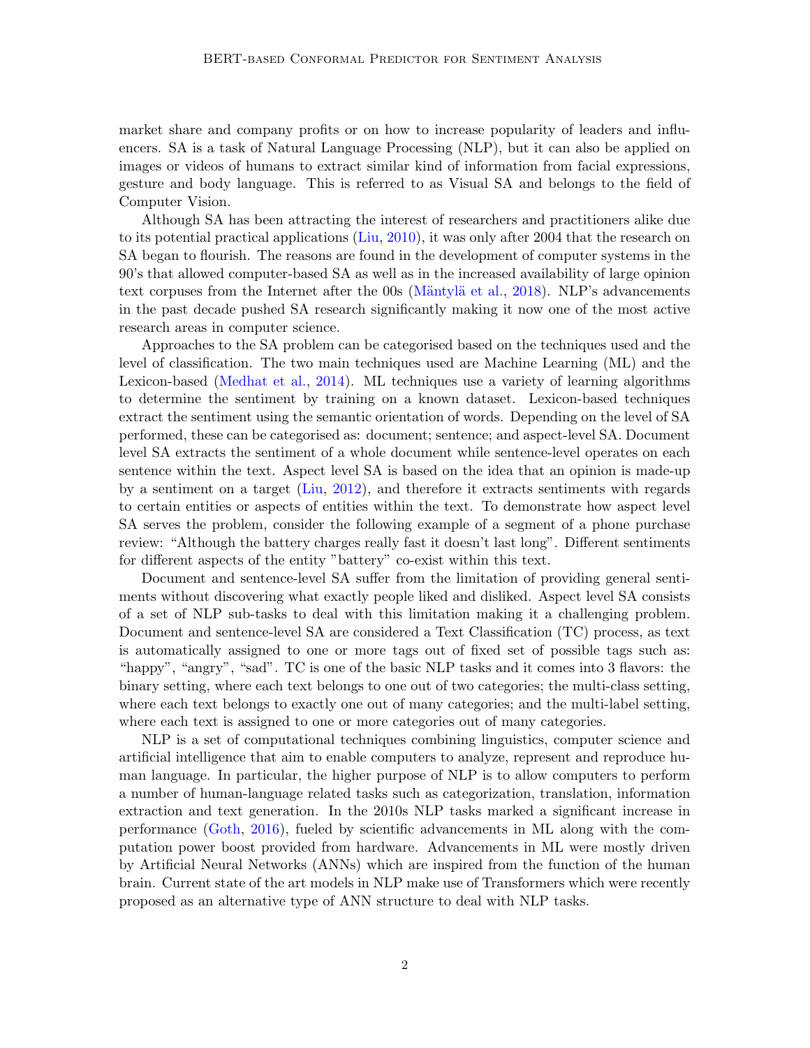market share and company profits or on how to increase popularity of leaders and influencers. SA is a task of Natural Language Processing (NLP), but it can also be applied on images or videos of humans to extract similar kind of information from facial expressions, gesture and body language. This is referred to as Visual SA and belongs to the field of Computer Vision.

Although SA has been attracting the interest of researchers and practitioners alike due to its potential practical applications (Liu, 2010), it was only after 2004 that the research on SA began to flourish. The reasons are found in the development of computer systems in the 90's that allowed computer-based SA as well as in the increased availability of large opinion text corpuses from the Internet after the 00s (Mäntylä et al., 2018). NLP's advancements in the past decade pushed SA research significantly making it now one of the most active research areas in computer science.

Approaches to the SA problem can be categorised based on the techniques used and the level of classification. The two main techniques used are Machine Learning (ML) and the Lexicon-based (Medhat et al., 2014). ML techniques use a variety of learning algorithms to determine the sentiment by training on a known dataset. Lexicon-based techniques extract the sentiment using the semantic orientation of words. Depending on the level of SA performed, these can be categorised as: document; sentence; and aspect-level SA. Document level SA extracts the sentiment of a whole document while sentence-level operates on each sentence within the text. Aspect level SA is based on the idea that an opinion is made-up by a sentiment on a target (Liu, 2012), and therefore it extracts sentiments with regards to certain entities or aspects of entities within the text. To demonstrate how aspect level SA serves the problem, consider the following example of a segment of a phone purchase review: "Although the battery charges really fast it doesn't last long". Different sentiments for different aspects of the entity "battery" co-exist within this text.

Document and sentence-level SA suffer from the limitation of providing general sentiments without discovering what exactly people liked and disliked. Aspect level SA consists of a set of NLP sub-tasks to deal with this limitation making it a challenging problem. Document and sentence-level SA are considered a Text Classification (TC) process, as text is automatically assigned to one or more tags out of fixed set of possible tags such as: "happy", "angry", "sad". TC is one of the basic NLP tasks and it comes into 3 flavors: the binary setting, where each text belongs to one out of two categories; the multi-class setting, where each text belongs to exactly one out of many categories; and the multi-label setting, where each text is assigned to one or more categories out of many categories.

NLP is a set of computational techniques combining linguistics, computer science and artificial intelligence that aim to enable computers to analyze, represent and reproduce human language. In particular, the higher purpose of NLP is to allow computers to perform a number of human-language related tasks such as categorization, translation, information extraction and text generation. In the 2010s NLP tasks marked a significant increase in performance (Goth, 2016), fueled by scientific advancements in ML along with the computation power boost provided from hardware. Advancements in ML were mostly driven by Artificial Neural Networks (ANNs) which are inspired from the function of the human brain. Current state of the art models in NLP make use of Transformers which were recently proposed as an alternative type of ANN structure to deal with NLP tasks.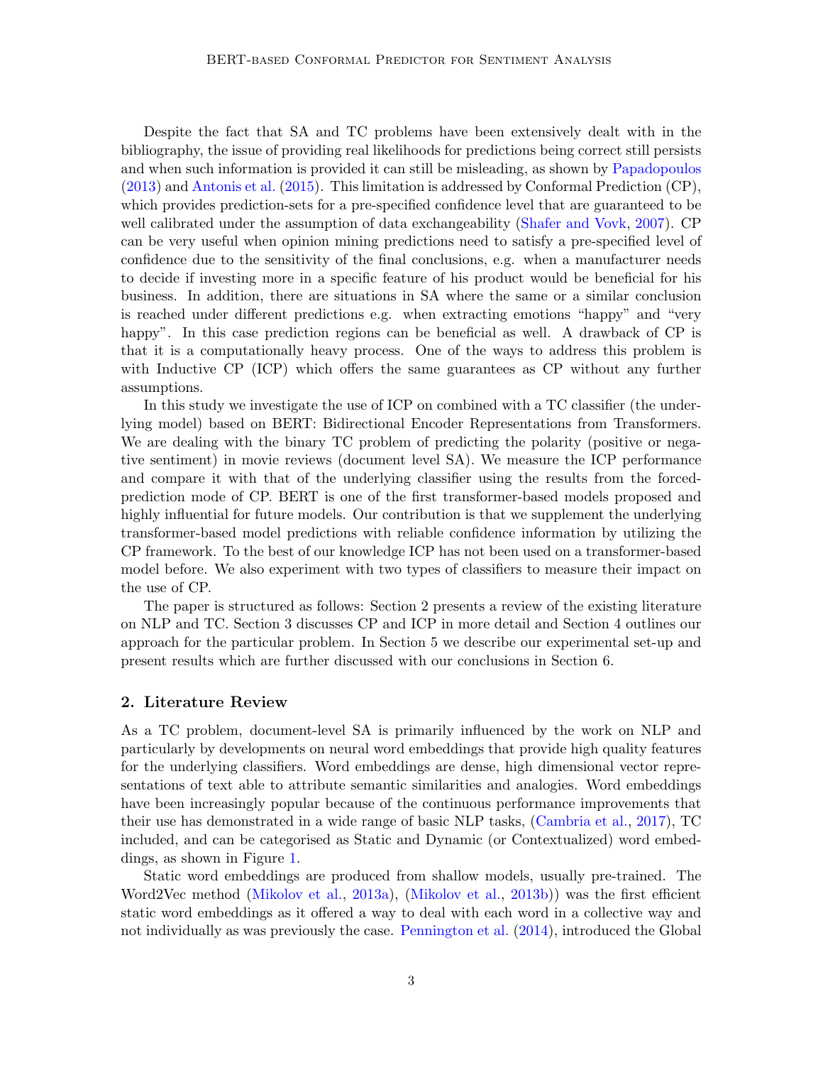Despite the fact that SA and TC problems have been extensively dealt with in the bibliography, the issue of providing real likelihoods for predictions being correct still persists and when such information is provided it can still be misleading, as shown by Papadopoulos (2013) and Antonis et al. (2015). This limitation is addressed by Conformal Prediction (CP), which provides prediction-sets for a pre-specified confidence level that are guaranteed to be well calibrated under the assumption of data exchangeability (Shafer and Vovk, 2007). CP can be very useful when opinion mining predictions need to satisfy a pre-specified level of confidence due to the sensitivity of the final conclusions, e.g. when a manufacturer needs to decide if investing more in a specific feature of his product would be beneficial for his business. In addition, there are situations in SA where the same or a similar conclusion is reached under different predictions e.g. when extracting emotions "happy" and "very happy". In this case prediction regions can be beneficial as well. A drawback of CP is that it is a computationally heavy process. One of the ways to address this problem is with Inductive CP (ICP) which offers the same guarantees as CP without any further assumptions.

In this study we investigate the use of ICP on combined with a TC classifier (the underlying model) based on BERT: Bidirectional Encoder Representations from Transformers. We are dealing with the binary TC problem of predicting the polarity (positive or negative sentiment) in movie reviews (document level SA). We measure the ICP performance and compare it with that of the underlying classifier using the results from the forced-prediction mode of CP. BERT is one of the first transformer-based models proposed and highly influential for future models. Our contribution is that we supplement the underlying transformer-based model predictions with reliable confidence information by utilizing the CP framework. To the best of our knowledge ICP has not been used on a transformer-based model before. We also experiment with two types of classifiers to measure their impact on the use of CP.

The paper is structured as follows: Section 2 presents a review of the existing literature on NLP and TC. Section 3 discusses CP and ICP in more detail and Section 4 outlines our approach for the particular problem. In Section 5 we describe our experimental set-up and present results which are further discussed with our conclusions in Section 6.

## 2. Literature Review

As a TC problem, document-level SA is primarily influenced by the work on NLP and particularly by developments on neural word embeddings that provide high quality features for the underlying classifiers. Word embeddings are dense, high dimensional vector representations of text able to attribute semantic similarities and analogies. Word embeddings have been increasingly popular because of the continuous performance improvements that their use has demonstrated in a wide range of basic NLP tasks, (Cambria et al., 2017), TC included, and can be categorised as Static and Dynamic (or Contextualized) word embeddings, as shown in Figure 1.

Static word embeddings are produced from shallow models, usually pre-trained. The Word2Vec method (Mikolov et al., 2013a), (Mikolov et al., 2013b)) was the first efficient static word embeddings as it offered a way to deal with each word in a collective way and not individually as was previously the case. Pennington et al. (2014), introduced the Global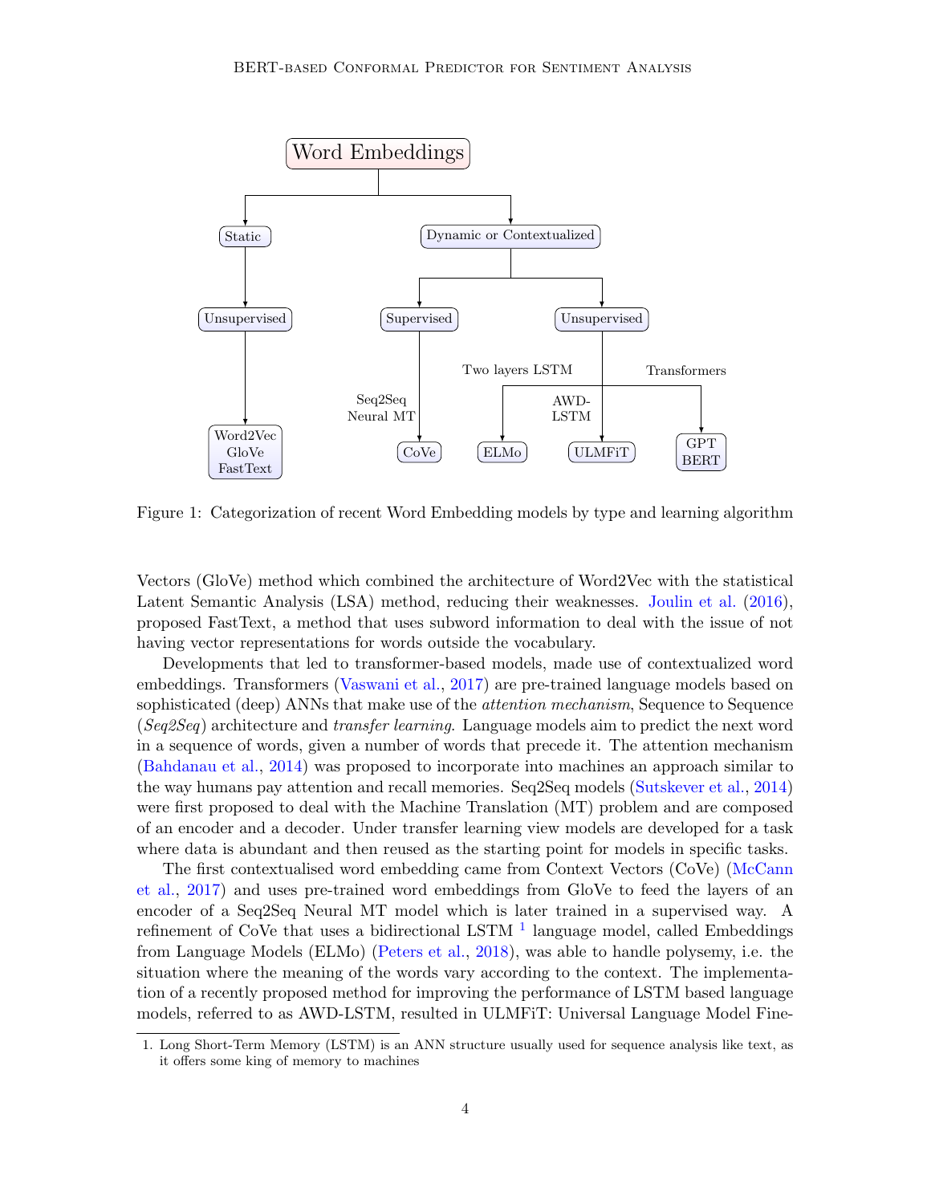Word Embeddings

Static

Dynamic or Contextualized

Unsupervised

Supervised

Unsupervised

Two layers LSTM

Transformers

Seq2Seq
Neural MT

AWD-
LSTM

Word2Vec
GloVe
FastText

CoVe

ELMo

ULMFiT

GPT
BERT

Figure 1: Categorization of recent Word Embedding models by type and learning algorithm

Vectors (GloVe) method which combined the architecture of Word2Vec with the statistical Latent Semantic Analysis (LSA) method, reducing their weaknesses. Joulin et al. (2016), proposed FastText, a method that uses subword information to deal with the issue of not having vector representations for words outside the vocabulary.

Developments that led to transformer-based models, made use of contextualized word embeddings. Transformers (Vaswani et al., 2017) are pre-trained language models based on sophisticated (deep) ANNs that make use of the *attention mechanism*, Sequence to Sequence (*Seq2Seq*) architecture and *transfer learning*. Language models aim to predict the next word in a sequence of words, given a number of words that precede it. The attention mechanism (Bahdanau et al., 2014) was proposed to incorporate into machines an approach similar to the way humans pay attention and recall memories. Seq2Seq models (Sutskever et al., 2014) were first proposed to deal with the Machine Translation (MT) problem and are composed of an encoder and a decoder. Under transfer learning view models are developed for a task where data is abundant and then reused as the starting point for models in specific tasks.

The first contextualised word embedding came from Context Vectors (CoVe) (McCann et al., 2017) and uses pre-trained word embeddings from GloVe to feed the layers of an encoder of a Seq2Seq Neural MT model which is later trained in a supervised way. A refinement of CoVe that uses a bidirectional LSTM [1] language model, called Embeddings from Language Models (ELMo) (Peters et al., 2018), was able to handle polysemy, i.e. the situation where the meaning of the words vary according to the context. The implementation of a recently proposed method for improving the performance of LSTM based language models, referred to as AWD-LSTM, resulted in ULMFiT: Universal Language Model Fine-

1. Long Short-Term Memory (LSTM) is an ANN structure usually used for sequence analysis like text, as it offers some king of memory to machines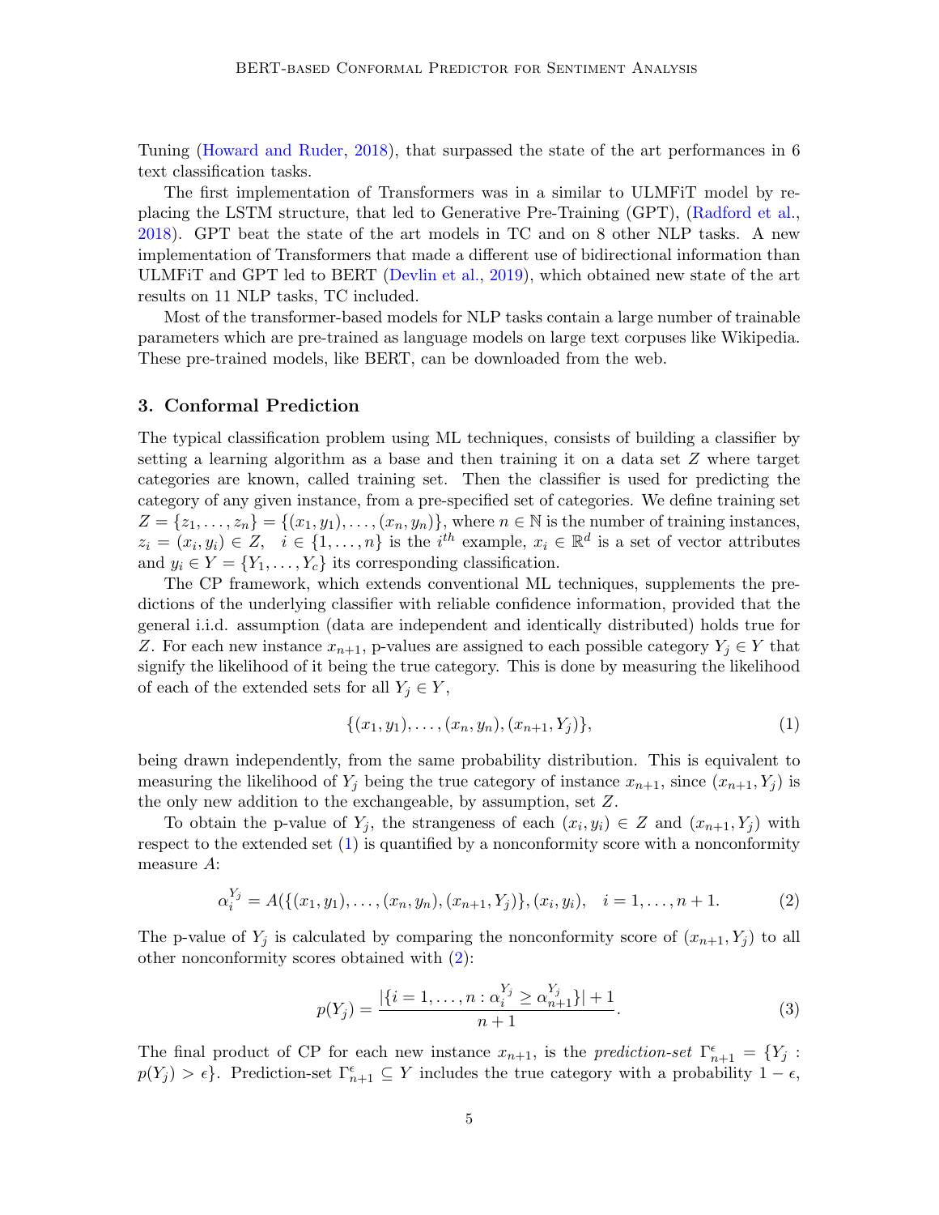Tuning (Howard and Ruder, 2018), that surpassed the state of the art performances in 6 text classification tasks.

The first implementation of Transformers was in a similar to ULMFiT model by replacing the LSTM structure, that led to Generative Pre-Training (GPT), (Radford et al., 2018). GPT beat the state of the art models in TC and on 8 other NLP tasks. A new implementation of Transformers that made a different use of bidirectional information than ULMFiT and GPT led to BERT (Devlin et al., 2019), which obtained new state of the art results on 11 NLP tasks, TC included.

Most of the transformer-based models for NLP tasks contain a large number of trainable parameters which are pre-trained as language models on large text corpuses like Wikipedia. These pre-trained models, like BERT, can be downloaded from the web.

## 3. Conformal Prediction

The typical classification problem using ML techniques, consists of building a classifier by setting a learning algorithm as a base and then training it on a data set $Z$ where target categories are known, called training set. Then the classifier is used for predicting the category of any given instance, from a pre-specified set of categories. We define training set $Z = \{z_1, \ldots, z_n\} = \{(x_1, y_1), \ldots, (x_n, y_n)\}$, where $n \in \mathbb{N}$ is the number of training instances, $z_i = (x_i, y_i) \in Z, \quad i \in \{1, \ldots, n\}$ is the $i^{th}$ example, $x_i \in \mathbb{R}^d$ is a set of vector attributes and $y_i \in Y = \{Y_1, \ldots, Y_c\}$ its corresponding classification.

The CP framework, which extends conventional ML techniques, supplements the predictions of the underlying classifier with reliable confidence information, provided that the general i.i.d. assumption (data are independent and identically distributed) holds true for $Z$. For each new instance $x_{n+1}$, p-values are assigned to each possible category $Y_j \in Y$ that signify the likelihood of it being the true category. This is done by measuring the likelihood of each of the extended sets for all $Y_j \in Y$,

$$\{(x_1, y_1), \ldots, (x_n, y_n), (x_{n+1}, Y_j)\}, \tag{1}$$

being drawn independently, from the same probability distribution. This is equivalent to measuring the likelihood of $Y_j$ being the true category of instance $x_{n+1}$, since $(x_{n+1}, Y_j)$ is the only new addition to the exchangeable, by assumption, set $Z$.

To obtain the p-value of $Y_j$, the strangeness of each $(x_i, y_i) \in Z$ and $(x_{n+1}, Y_j)$ with respect to the extended set (1) is quantified by a nonconformity score with a nonconformity measure $A$:

$$\alpha_i^{Y_j} = A(\{(x_1, y_1), \ldots, (x_n, y_n), (x_{n+1}, Y_j)\}, (x_i, y_i), \quad i = 1, \ldots, n+1. \tag{2}$$

The p-value of $Y_j$ is calculated by comparing the nonconformity score of $(x_{n+1}, Y_j)$ to all other nonconformity scores obtained with (2):

$$p(Y_j) = \frac{|\{i = 1, \ldots, n : \alpha_i^{Y_j} \geq \alpha_{n+1}^{Y_j}\}| + 1}{n+1}. \tag{3}$$

The final product of CP for each new instance $x_{n+1}$, is the *prediction-set* $\Gamma_{n+1}^{\epsilon} = \{Y_j : p(Y_j) > \epsilon\}$. Prediction-set $\Gamma_{n+1}^{\epsilon} \subseteq Y$ includes the true category with a probability $1 - \epsilon$,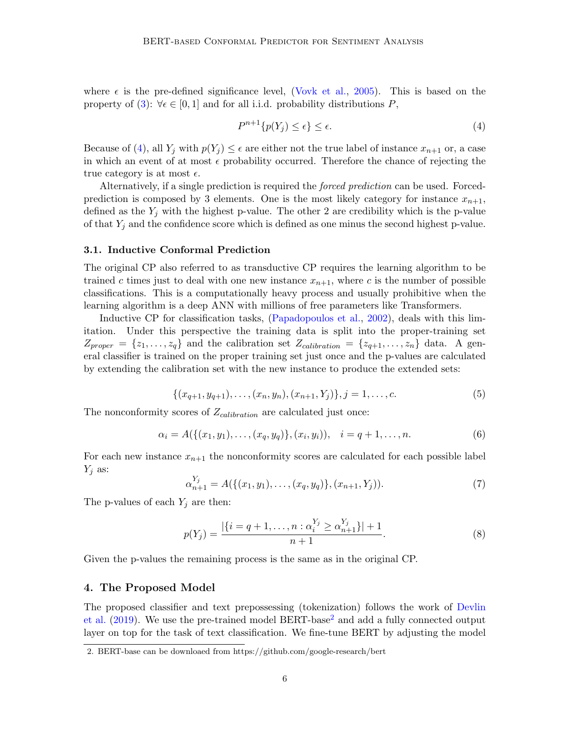where $\epsilon$ is the pre-defined significance level, (Vovk et al., 2005). This is based on the property of (3): $\forall \epsilon \in [0, 1]$ and for all i.i.d. probability distributions $P$,

$$P^{n+1}\{p(Y_j) \leq \epsilon\} \leq \epsilon. \tag{4}$$

Because of (4), all $Y_j$ with $p(Y_j) \leq \epsilon$ are either not the true label of instance $x_{n+1}$ or, a case in which an event of at most $\epsilon$ probability occurred. Therefore the chance of rejecting the true category is at most $\epsilon$.

Alternatively, if a single prediction is required the *forced prediction* can be used. Forced-prediction is composed by 3 elements. One is the most likely category for instance $x_{n+1}$, defined as the $Y_j$ with the highest p-value. The other 2 are credibility which is the p-value of that $Y_j$ and the confidence score which is defined as one minus the second highest p-value.

### 3.1. Inductive Conformal Prediction

The original CP also referred to as transductive CP requires the learning algorithm to be trained $c$ times just to deal with one new instance $x_{n+1}$, where $c$ is the number of possible classifications. This is a computationally heavy process and usually prohibitive when the learning algorithm is a deep ANN with millions of free parameters like Transformers.

Inductive CP for classification tasks, (Papadopoulos et al., 2002), deals with this limitation. Under this perspective the training data is split into the proper-training set $Z_{proper} = \{z_1, \ldots, z_q\}$ and the calibration set $Z_{calibration} = \{z_{q+1}, \ldots, z_n\}$ data. A general classifier is trained on the proper training set just once and the p-values are calculated by extending the calibration set with the new instance to produce the extended sets:

$$\{(x_{q+1}, y_{q+1}), \ldots, (x_n, y_n), (x_{n+1}, Y_j)\}, j = 1, \ldots, c. \tag{5}$$

The nonconformity scores of $Z_{calibration}$ are calculated just once:

$$\alpha_i = A(\{(x_1, y_1), \ldots, (x_q, y_q)\}, (x_i, y_i)), \quad i = q+1, \ldots, n. \tag{6}$$

For each new instance $x_{n+1}$ the nonconformity scores are calculated for each possible label $Y_j$ as:

$$\alpha_{n+1}^{Y_j} = A(\{(x_1, y_1), \ldots, (x_q, y_q)\}, (x_{n+1}, Y_j)). \tag{7}$$

The p-values of each $Y_j$ are then:

$$p(Y_j) = \frac{|\{i = q+1, \ldots, n : \alpha_i^{Y_j} \geq \alpha_{n+1}^{Y_j}\}| + 1}{n+1}. \tag{8}$$

Given the p-values the remaining process is the same as in the original CP.

## 4. The Proposed Model

The proposed classifier and text prepossessing (tokenization) follows the work of Devlin et al. (2019). We use the pre-trained model BERT-base[2] and add a fully connected output layer on top for the task of text classification. We fine-tune BERT by adjusting the model

2. BERT-base can be downloaed from https://github.com/google-research/bert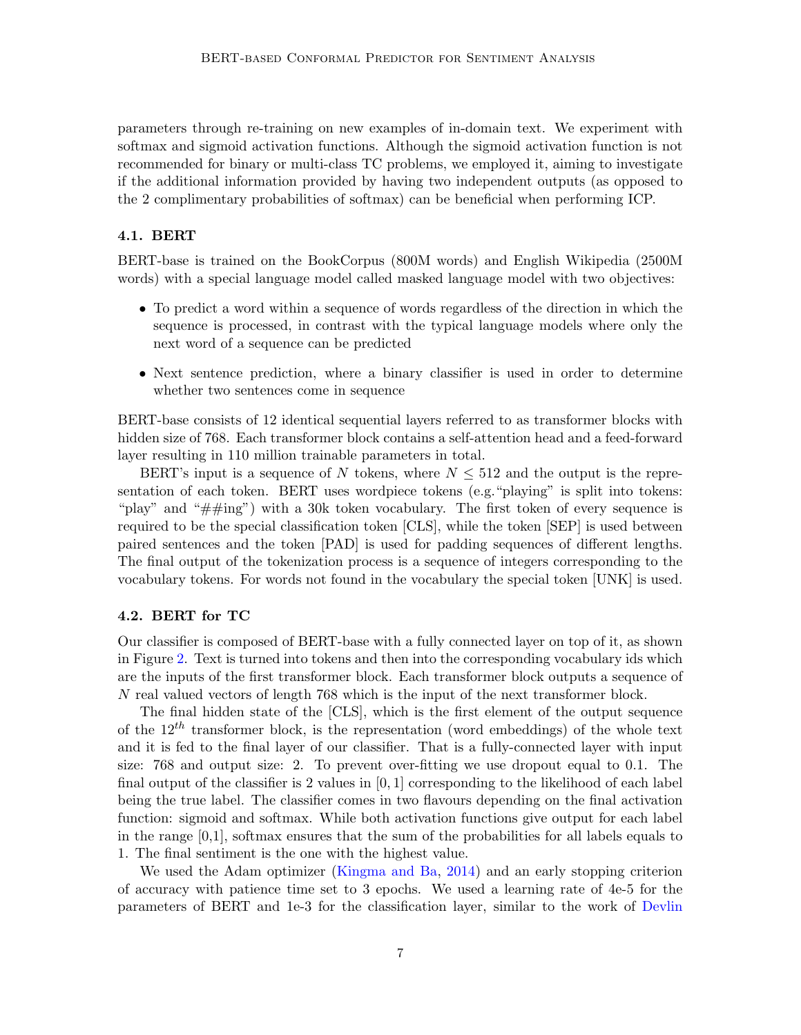parameters through re-training on new examples of in-domain text. We experiment with softmax and sigmoid activation functions. Although the sigmoid activation function is not recommended for binary or multi-class TC problems, we employed it, aiming to investigate if the additional information provided by having two independent outputs (as opposed to the 2 complimentary probabilities of softmax) can be beneficial when performing ICP.

### 4.1. BERT

BERT-base is trained on the BookCorpus (800M words) and English Wikipedia (2500M words) with a special language model called masked language model with two objectives:

- To predict a word within a sequence of words regardless of the direction in which the sequence is processed, in contrast with the typical language models where only the next word of a sequence can be predicted
- Next sentence prediction, where a binary classifier is used in order to determine whether two sentences come in sequence

BERT-base consists of 12 identical sequential layers referred to as transformer blocks with hidden size of 768. Each transformer block contains a self-attention head and a feed-forward layer resulting in 110 million trainable parameters in total.

BERT's input is a sequence of $N$ tokens, where $N \leq 512$ and the output is the representation of each token. BERT uses wordpiece tokens (e.g. "playing" is split into tokens: "play" and "##ing") with a 30k token vocabulary. The first token of every sequence is required to be the special classification token [CLS], while the token [SEP] is used between paired sentences and the token [PAD] is used for padding sequences of different lengths. The final output of the tokenization process is a sequence of integers corresponding to the vocabulary tokens. For words not found in the vocabulary the special token [UNK] is used.

### 4.2. BERT for TC

Our classifier is composed of BERT-base with a fully connected layer on top of it, as shown in Figure 2. Text is turned into tokens and then into the corresponding vocabulary ids which are the inputs of the first transformer block. Each transformer block outputs a sequence of $N$ real valued vectors of length 768 which is the input of the next transformer block.

The final hidden state of the [CLS], which is the first element of the output sequence of the $12^{th}$ transformer block, is the representation (word embeddings) of the whole text and it is fed to the final layer of our classifier. That is a fully-connected layer with input size: 768 and output size: 2. To prevent over-fitting we use dropout equal to 0.1. The final output of the classifier is 2 values in $[0, 1]$ corresponding to the likelihood of each label being the true label. The classifier comes in two flavours depending on the final activation function: sigmoid and softmax. While both activation functions give output for each label in the range [0,1], softmax ensures that the sum of the probabilities for all labels equals to 1. The final sentiment is the one with the highest value.

We used the Adam optimizer (Kingma and Ba, 2014) and an early stopping criterion of accuracy with patience time set to 3 epochs. We used a learning rate of 4e-5 for the parameters of BERT and 1e-3 for the classification layer, similar to the work of Devlin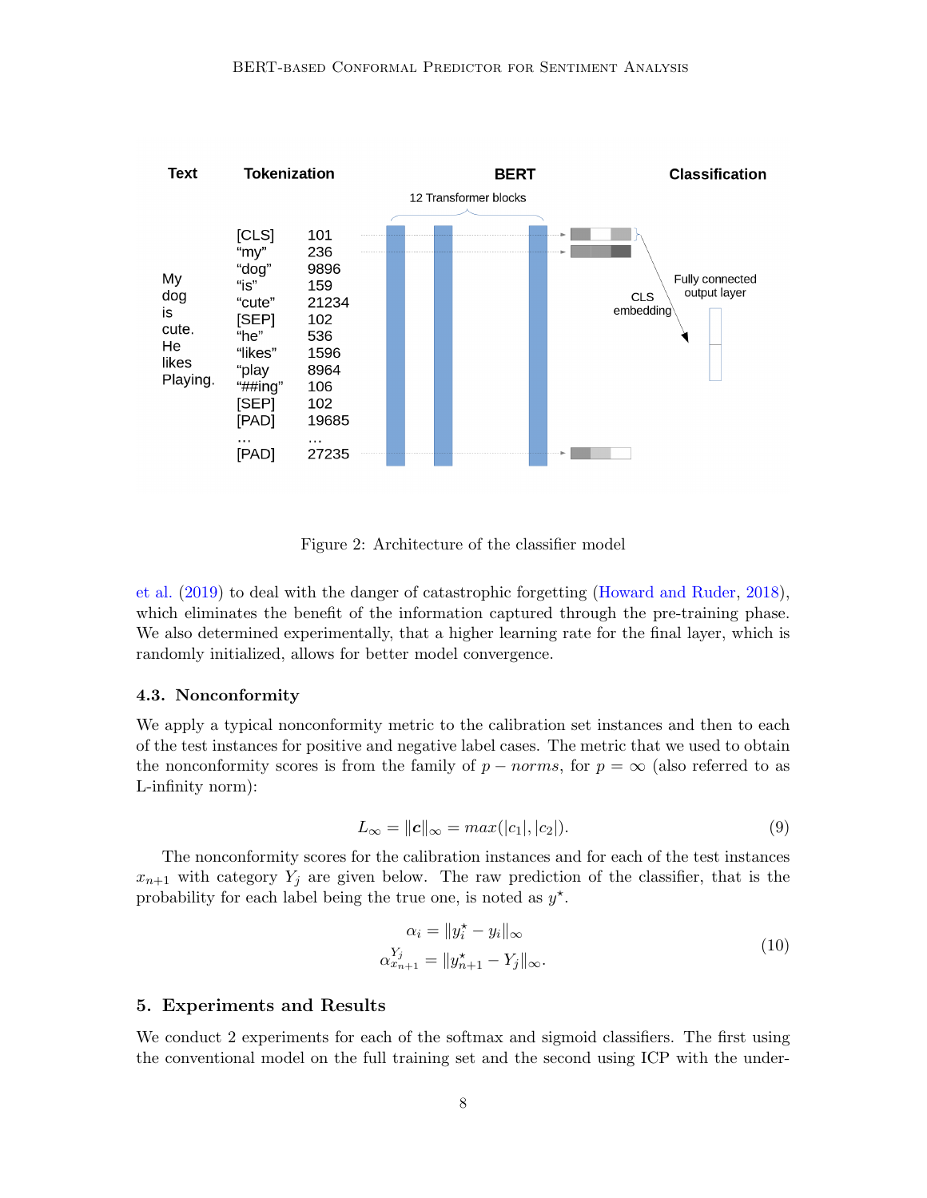Text

Tokenization

BERT

Classification

12 Transformer blocks

My
dog
is
cute.
He
likes
Playing.

[CLS] 101
"my" 236
"dog" 9896
"is" 159
"cute" 21234
[SEP] 102
"he" 536
"likes" 1596
"play 8964
"##ing" 106
[SEP] 102
[PAD] 19685
... ...
[PAD] 27235

CLS embedding

Fully connected output layer

Figure 2: Architecture of the classifier model

et al. (2019) to deal with the danger of catastrophic forgetting (Howard and Ruder, 2018), which eliminates the benefit of the information captured through the pre-training phase. We also determined experimentally, that a higher learning rate for the final layer, which is randomly initialized, allows for better model convergence.

### 4.3. Nonconformity

We apply a typical nonconformity metric to the calibration set instances and then to each of the test instances for positive and negative label cases. The metric that we used to obtain the nonconformity scores is from the family of $p - norms$, for $p = \infty$ (also referred to as L-infinity norm):

$$L_\infty = \|\mathbf{c}\|_\infty = max(|c_1|, |c_2|). \tag{9}$$

The nonconformity scores for the calibration instances and for each of the test instances $x_{n+1}$ with category $Y_j$ are given below. The raw prediction of the classifier, that is the probability for each label being the true one, is noted as $y^\star$.

$$\begin{aligned} \alpha_i &= \|y_i^\star - y_i\|_\infty \\ \alpha_{x_{n+1}}^{Y_j} &= \|y_{n+1}^\star - Y_j\|_\infty. \end{aligned} \tag{10}$$

## 5. Experiments and Results

We conduct 2 experiments for each of the softmax and sigmoid classifiers. The first using the conventional model on the full training set and the second using ICP with the under-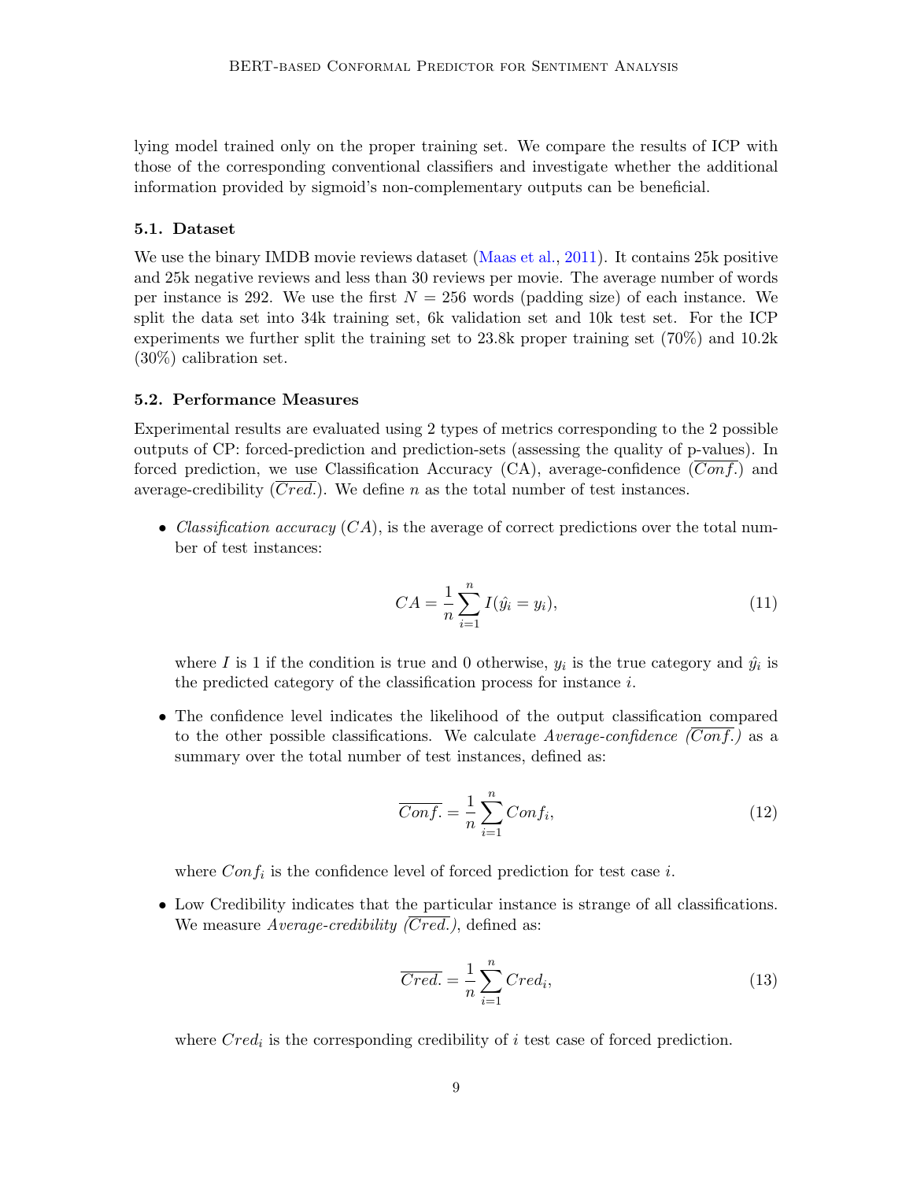lying model trained only on the proper training set. We compare the results of ICP with those of the corresponding conventional classifiers and investigate whether the additional information provided by sigmoid's non-complementary outputs can be beneficial.

### 5.1. Dataset

We use the binary IMDB movie reviews dataset (Maas et al., 2011). It contains 25k positive and 25k negative reviews and less than 30 reviews per movie. The average number of words per instance is 292. We use the first $N = 256$ words (padding size) of each instance. We split the data set into 34k training set, 6k validation set and 10k test set. For the ICP experiments we further split the training set to 23.8k proper training set (70%) and 10.2k (30%) calibration set.

### 5.2. Performance Measures

Experimental results are evaluated using 2 types of metrics corresponding to the 2 possible outputs of CP: forced-prediction and prediction-sets (assessing the quality of p-values). In forced prediction, we use Classification Accuracy (CA), average-confidence ($\overline{Conf.}$) and average-credibility ($\overline{Cred.}$). We define $n$ as the total number of test instances.

- *Classification accuracy* ($CA$), is the average of correct predictions over the total number of test instances:

$$CA = \frac{1}{n} \sum_{i=1}^{n} I(\hat{y}_i = y_i), \tag{11}$$

  where $I$ is 1 if the condition is true and 0 otherwise, $y_i$ is the true category and $\hat{y}_i$ is the predicted category of the classification process for instance $i$.

- The confidence level indicates the likelihood of the output classification compared to the other possible classifications. We calculate *Average-confidence ($\overline{Conf.}$)* as a summary over the total number of test instances, defined as:

$$\overline{Conf.} = \frac{1}{n} \sum_{i=1}^{n} Conf_i, \tag{12}$$

  where $Conf_i$ is the confidence level of forced prediction for test case $i$.

- Low Credibility indicates that the particular instance is strange of all classifications. We measure *Average-credibility ($\overline{Cred.}$)*, defined as:

$$\overline{Cred.} = \frac{1}{n} \sum_{i=1}^{n} Cred_i, \tag{13}$$

  where $Cred_i$ is the corresponding credibility of $i$ test case of forced prediction.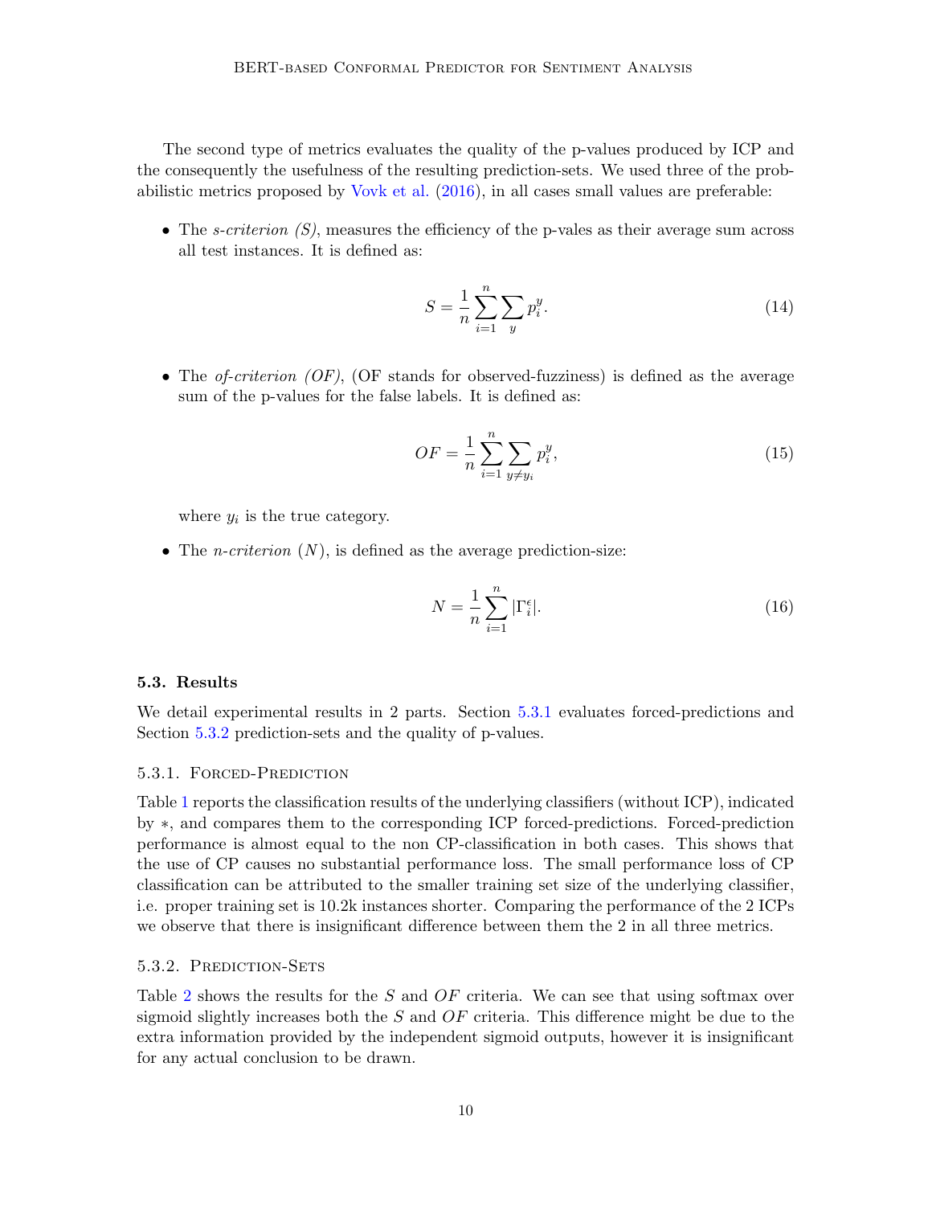The second type of metrics evaluates the quality of the p-values produced by ICP and the consequently the usefulness of the resulting prediction-sets. We used three of the probabilistic metrics proposed by Vovk et al. (2016), in all cases small values are preferable:

- The *s-criterion (S)*, measures the efficiency of the p-vales as their average sum across all test instances. It is defined as:

$$S = \frac{1}{n} \sum_{i=1}^{n} \sum_{y} p_i^y. \tag{14}$$

- The *of-criterion (OF)*, (OF stands for observed-fuzziness) is defined as the average sum of the p-values for the false labels. It is defined as:

$$OF = \frac{1}{n} \sum_{i=1}^{n} \sum_{y \neq y_i} p_i^y, \tag{15}$$

  where $y_i$ is the true category.

- The *n-criterion* ($N$), is defined as the average prediction-size:

$$N = \frac{1}{n} \sum_{i=1}^{n} |\Gamma_i^{\epsilon}|. \tag{16}$$

### 5.3. Results

We detail experimental results in 2 parts. Section 5.3.1 evaluates forced-predictions and Section 5.3.2 prediction-sets and the quality of p-values.

#### 5.3.1. Forced-Prediction

Table 1 reports the classification results of the underlying classifiers (without ICP), indicated by $*$, and compares them to the corresponding ICP forced-predictions. Forced-prediction performance is almost equal to the non CP-classification in both cases. This shows that the use of CP causes no substantial performance loss. The small performance loss of CP classification can be attributed to the smaller training set size of the underlying classifier, i.e. proper training set is 10.2k instances shorter. Comparing the performance of the 2 ICPs we observe that there is insignificant difference between them the 2 in all three metrics.

#### 5.3.2. Prediction-Sets

Table 2 shows the results for the $S$ and $OF$ criteria. We can see that using softmax over sigmoid slightly increases both the $S$ and $OF$ criteria. This difference might be due to the extra information provided by the independent sigmoid outputs, however it is insignificant for any actual conclusion to be drawn.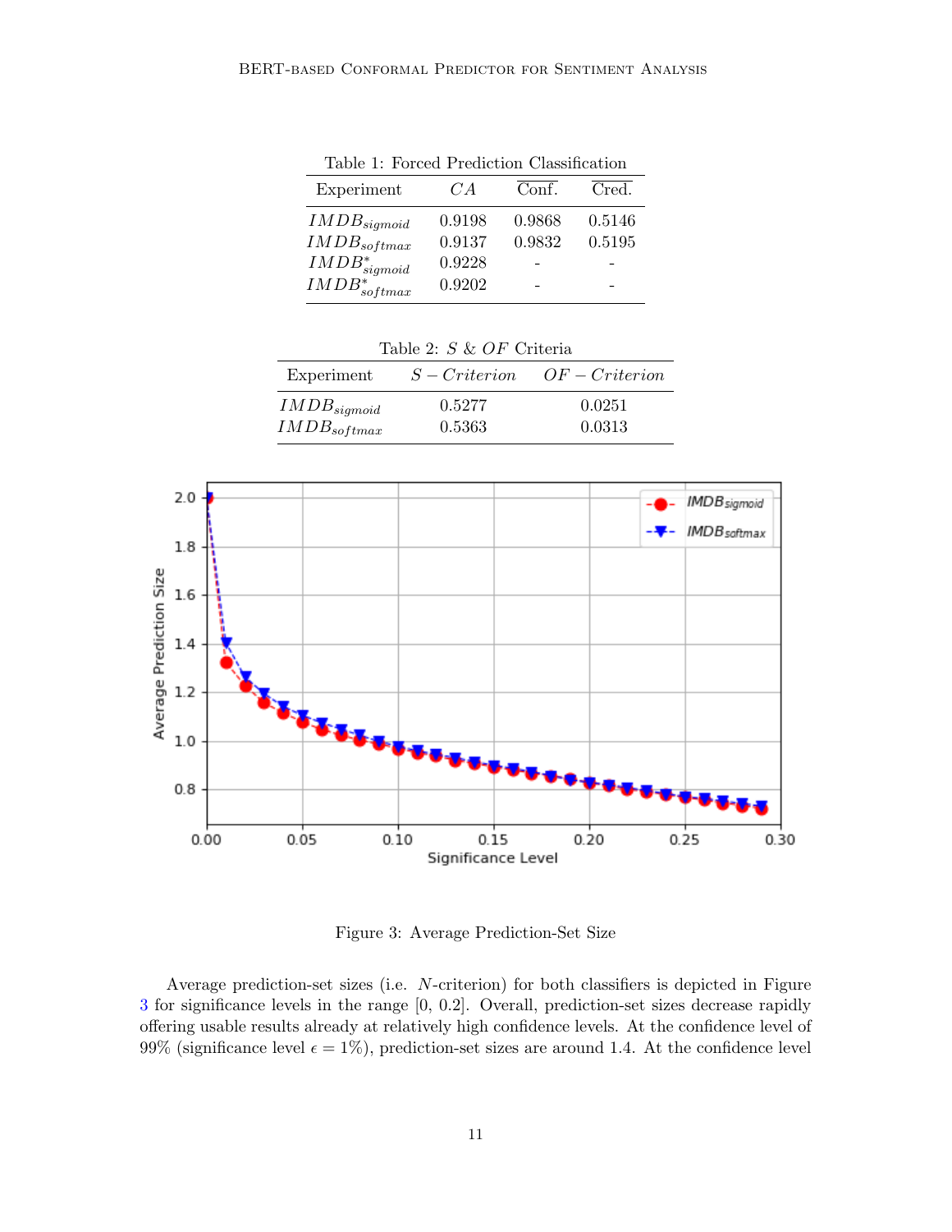Table 1: Forced Prediction Classification

| Experiment | $CA$ | $\overline{\text{Conf.}}$ | $\overline{\text{Cred.}}$ |
|---|---|---|---|
| $IMDB_{sigmoid}$ | 0.9198 | 0.9868 | 0.5146 |
| $IMDB_{softmax}$ | 0.9137 | 0.9832 | 0.5195 |
| $IMDB^{*}_{sigmoid}$ | 0.9228 | - | - |
| $IMDB^{*}_{softmax}$ | 0.9202 | - | - |

Table 2: $S$ & $OF$ Criteria

| Experiment | $S-Criterion$ | $OF-Criterion$ |
|---|---|---|
| $IMDB_{sigmoid}$ | 0.5277 | 0.0251 |
| $IMDB_{softmax}$ | 0.5363 | 0.0313 |

Average Prediction Size

2.0
1.8
1.6
1.4
1.2
1.0
0.8

Significance Level

0.00 0.05 0.10 0.15 0.20 0.25 0.30

$IMDB_{sigmoid}$

$IMDB_{softmax}$

Figure 3: Average Prediction-Set Size

Average prediction-set sizes (i.e. $N$-criterion) for both classifiers is depicted in Figure 3 for significance levels in the range [0, 0.2]. Overall, prediction-set sizes decrease rapidly offering usable results already at relatively high confidence levels. At the confidence level of 99% (significance level $\epsilon = 1\%$), prediction-set sizes are around 1.4. At the confidence level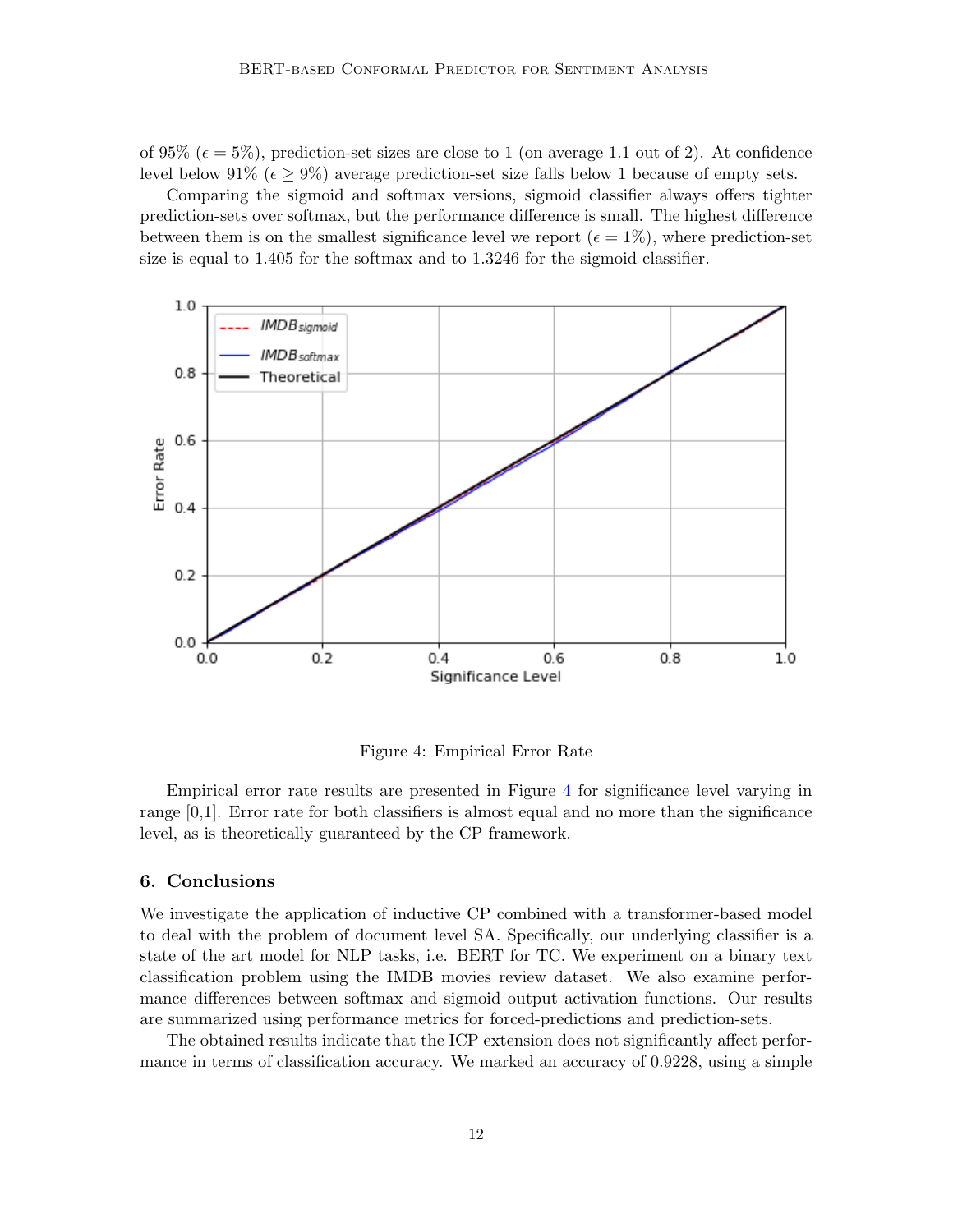of 95% ($\epsilon = 5\%$), prediction-set sizes are close to 1 (on average 1.1 out of 2). At confidence level below 91% ($\epsilon \geq 9\%$) average prediction-set size falls below 1 because of empty sets.

Comparing the sigmoid and softmax versions, sigmoid classifier always offers tighter prediction-sets over softmax, but the performance difference is small. The highest difference between them is on the smallest significance level we report ($\epsilon = 1\%$), where prediction-set size is equal to 1.405 for the softmax and to 1.3246 for the sigmoid classifier.

$IMDB_{sigmoid}$
$IMDB_{softmax}$
Theoretical

1.0
0.8
0.6
0.4
0.2
0.0

Error Rate

0.0
0.2
0.4
0.6
0.8
1.0

Significance Level

Figure 4: Empirical Error Rate

Empirical error rate results are presented in Figure 4 for significance level varying in range [0,1]. Error rate for both classifiers is almost equal and no more than the significance level, as is theoretically guaranteed by the CP framework.

## 6. Conclusions

We investigate the application of inductive CP combined with a transformer-based model to deal with the problem of document level SA. Specifically, our underlying classifier is a state of the art model for NLP tasks, i.e. BERT for TC. We experiment on a binary text classification problem using the IMDB movies review dataset. We also examine performance differences between softmax and sigmoid output activation functions. Our results are summarized using performance metrics for forced-predictions and prediction-sets.

The obtained results indicate that the ICP extension does not significantly affect performance in terms of classification accuracy. We marked an accuracy of 0.9228, using a simple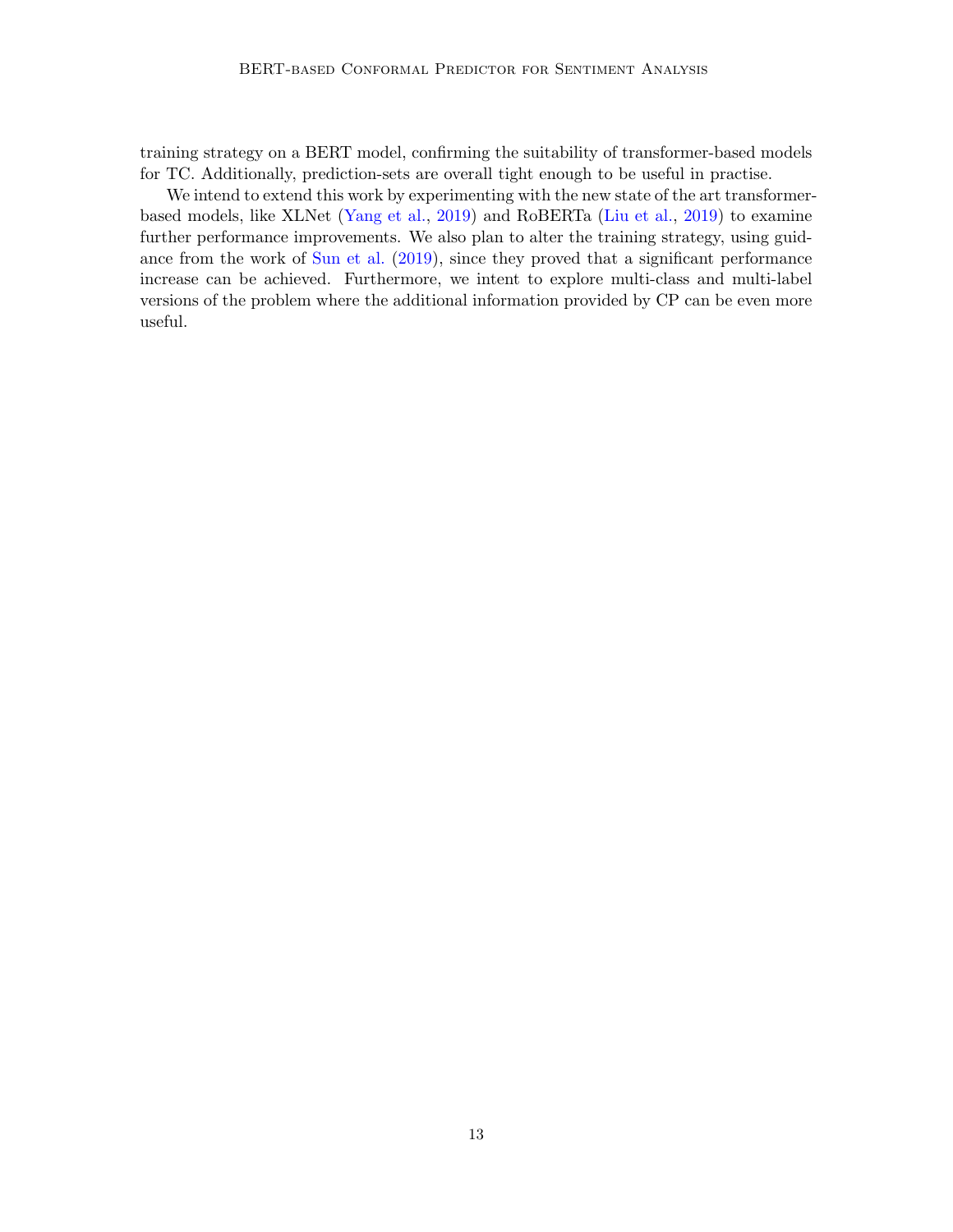training strategy on a BERT model, confirming the suitability of transformer-based models for TC. Additionally, prediction-sets are overall tight enough to be useful in practise.

We intend to extend this work by experimenting with the new state of the art transformer-based models, like XLNet (Yang et al., 2019) and RoBERTa (Liu et al., 2019) to examine further performance improvements. We also plan to alter the training strategy, using guidance from the work of Sun et al. (2019), since they proved that a significant performance increase can be achieved. Furthermore, we intent to explore multi-class and multi-label versions of the problem where the additional information provided by CP can be even more useful.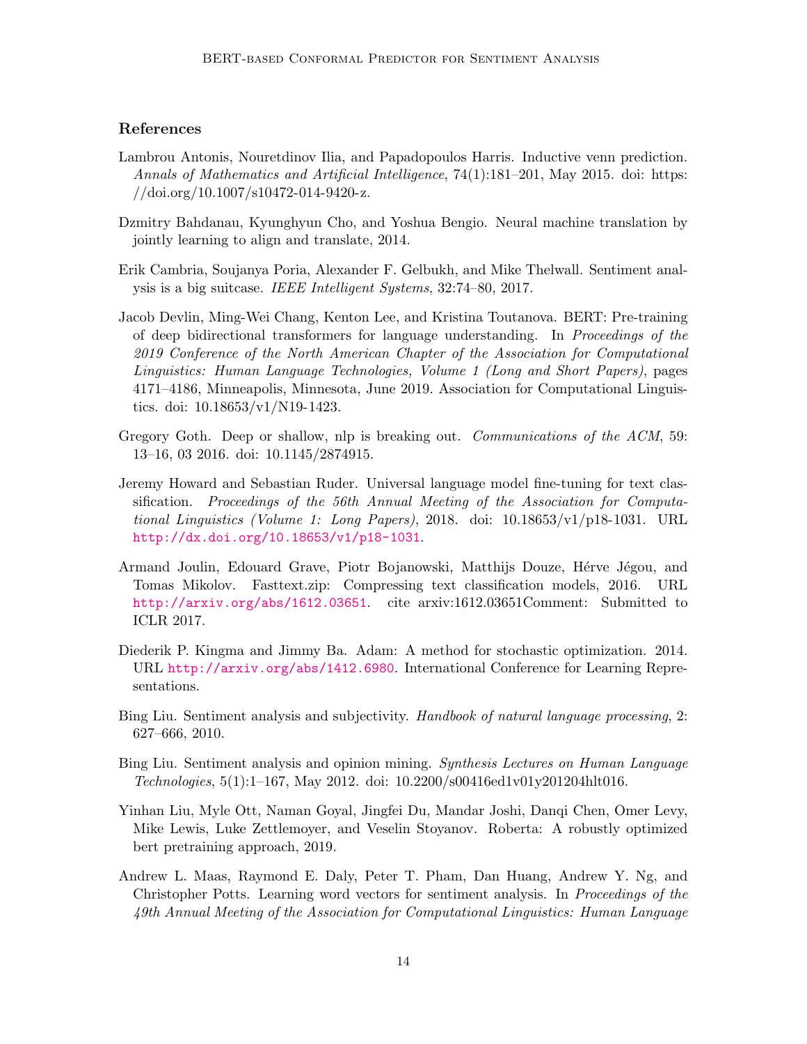## References

Lambrou Antonis, Nouretdinov Ilia, and Papadopoulos Harris. Inductive venn prediction. *Annals of Mathematics and Artificial Intelligence*, 74(1):181–201, May 2015. doi: https://doi.org/10.1007/s10472-014-9420-z.

Dzmitry Bahdanau, Kyunghyun Cho, and Yoshua Bengio. Neural machine translation by jointly learning to align and translate, 2014.

Erik Cambria, Soujanya Poria, Alexander F. Gelbukh, and Mike Thelwall. Sentiment analysis is a big suitcase. *IEEE Intelligent Systems*, 32:74–80, 2017.

Jacob Devlin, Ming-Wei Chang, Kenton Lee, and Kristina Toutanova. BERT: Pre-training of deep bidirectional transformers for language understanding. In *Proceedings of the 2019 Conference of the North American Chapter of the Association for Computational Linguistics: Human Language Technologies, Volume 1 (Long and Short Papers)*, pages 4171–4186, Minneapolis, Minnesota, June 2019. Association for Computational Linguistics. doi: 10.18653/v1/N19-1423.

Gregory Goth. Deep or shallow, nlp is breaking out. *Communications of the ACM*, 59: 13–16, 03 2016. doi: 10.1145/2874915.

Jeremy Howard and Sebastian Ruder. Universal language model fine-tuning for text classification. *Proceedings of the 56th Annual Meeting of the Association for Computational Linguistics (Volume 1: Long Papers)*, 2018. doi: 10.18653/v1/p18-1031. URL http://dx.doi.org/10.18653/v1/p18-1031.

Armand Joulin, Edouard Grave, Piotr Bojanowski, Matthijs Douze, Hérve Jégou, and Tomas Mikolov. Fasttext.zip: Compressing text classification models, 2016. URL http://arxiv.org/abs/1612.03651. cite arxiv:1612.03651Comment: Submitted to ICLR 2017.

Diederik P. Kingma and Jimmy Ba. Adam: A method for stochastic optimization. 2014. URL http://arxiv.org/abs/1412.6980. International Conference for Learning Representations.

Bing Liu. Sentiment analysis and subjectivity. *Handbook of natural language processing*, 2: 627–666, 2010.

Bing Liu. Sentiment analysis and opinion mining. *Synthesis Lectures on Human Language Technologies*, 5(1):1–167, May 2012. doi: 10.2200/s00416ed1v01y201204hlt016.

Yinhan Liu, Myle Ott, Naman Goyal, Jingfei Du, Mandar Joshi, Danqi Chen, Omer Levy, Mike Lewis, Luke Zettlemoyer, and Veselin Stoyanov. Roberta: A robustly optimized bert pretraining approach, 2019.

Andrew L. Maas, Raymond E. Daly, Peter T. Pham, Dan Huang, Andrew Y. Ng, and Christopher Potts. Learning word vectors for sentiment analysis. In *Proceedings of the 49th Annual Meeting of the Association for Computational Linguistics: Human Language*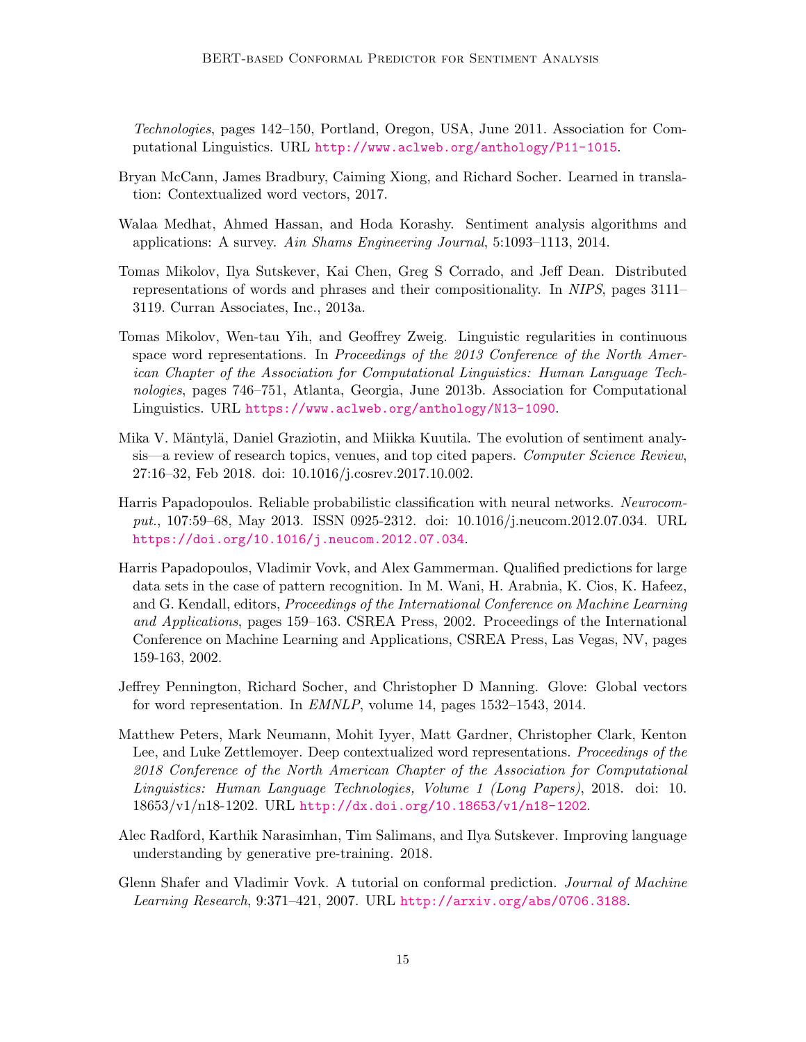*Technologies*, pages 142–150, Portland, Oregon, USA, June 2011. Association for Computational Linguistics. URL http://www.aclweb.org/anthology/P11-1015.

Bryan McCann, James Bradbury, Caiming Xiong, and Richard Socher. Learned in translation: Contextualized word vectors, 2017.

Walaa Medhat, Ahmed Hassan, and Hoda Korashy. Sentiment analysis algorithms and applications: A survey. *Ain Shams Engineering Journal*, 5:1093–1113, 2014.

Tomas Mikolov, Ilya Sutskever, Kai Chen, Greg S Corrado, and Jeff Dean. Distributed representations of words and phrases and their compositionality. In *NIPS*, pages 3111–3119. Curran Associates, Inc., 2013a.

Tomas Mikolov, Wen-tau Yih, and Geoffrey Zweig. Linguistic regularities in continuous space word representations. In *Proceedings of the 2013 Conference of the North American Chapter of the Association for Computational Linguistics: Human Language Technologies*, pages 746–751, Atlanta, Georgia, June 2013b. Association for Computational Linguistics. URL https://www.aclweb.org/anthology/N13-1090.

Mika V. Mäntylä, Daniel Graziotin, and Miikka Kuutila. The evolution of sentiment analysis—a review of research topics, venues, and top cited papers. *Computer Science Review*, 27:16–32, Feb 2018. doi: 10.1016/j.cosrev.2017.10.002.

Harris Papadopoulos. Reliable probabilistic classification with neural networks. *Neurocomput.*, 107:59–68, May 2013. ISSN 0925-2312. doi: 10.1016/j.neucom.2012.07.034. URL https://doi.org/10.1016/j.neucom.2012.07.034.

Harris Papadopoulos, Vladimir Vovk, and Alex Gammerman. Qualified predictions for large data sets in the case of pattern recognition. In M. Wani, H. Arabnia, K. Cios, K. Hafeez, and G. Kendall, editors, *Proceedings of the International Conference on Machine Learning and Applications*, pages 159–163. CSREA Press, 2002. Proceedings of the International Conference on Machine Learning and Applications, CSREA Press, Las Vegas, NV, pages 159-163, 2002.

Jeffrey Pennington, Richard Socher, and Christopher D Manning. Glove: Global vectors for word representation. In *EMNLP*, volume 14, pages 1532–1543, 2014.

Matthew Peters, Mark Neumann, Mohit Iyyer, Matt Gardner, Christopher Clark, Kenton Lee, and Luke Zettlemoyer. Deep contextualized word representations. *Proceedings of the 2018 Conference of the North American Chapter of the Association for Computational Linguistics: Human Language Technologies, Volume 1 (Long Papers)*, 2018. doi: 10.18653/v1/n18-1202. URL http://dx.doi.org/10.18653/v1/n18-1202.

Alec Radford, Karthik Narasimhan, Tim Salimans, and Ilya Sutskever. Improving language understanding by generative pre-training. 2018.

Glenn Shafer and Vladimir Vovk. A tutorial on conformal prediction. *Journal of Machine Learning Research*, 9:371–421, 2007. URL http://arxiv.org/abs/0706.3188.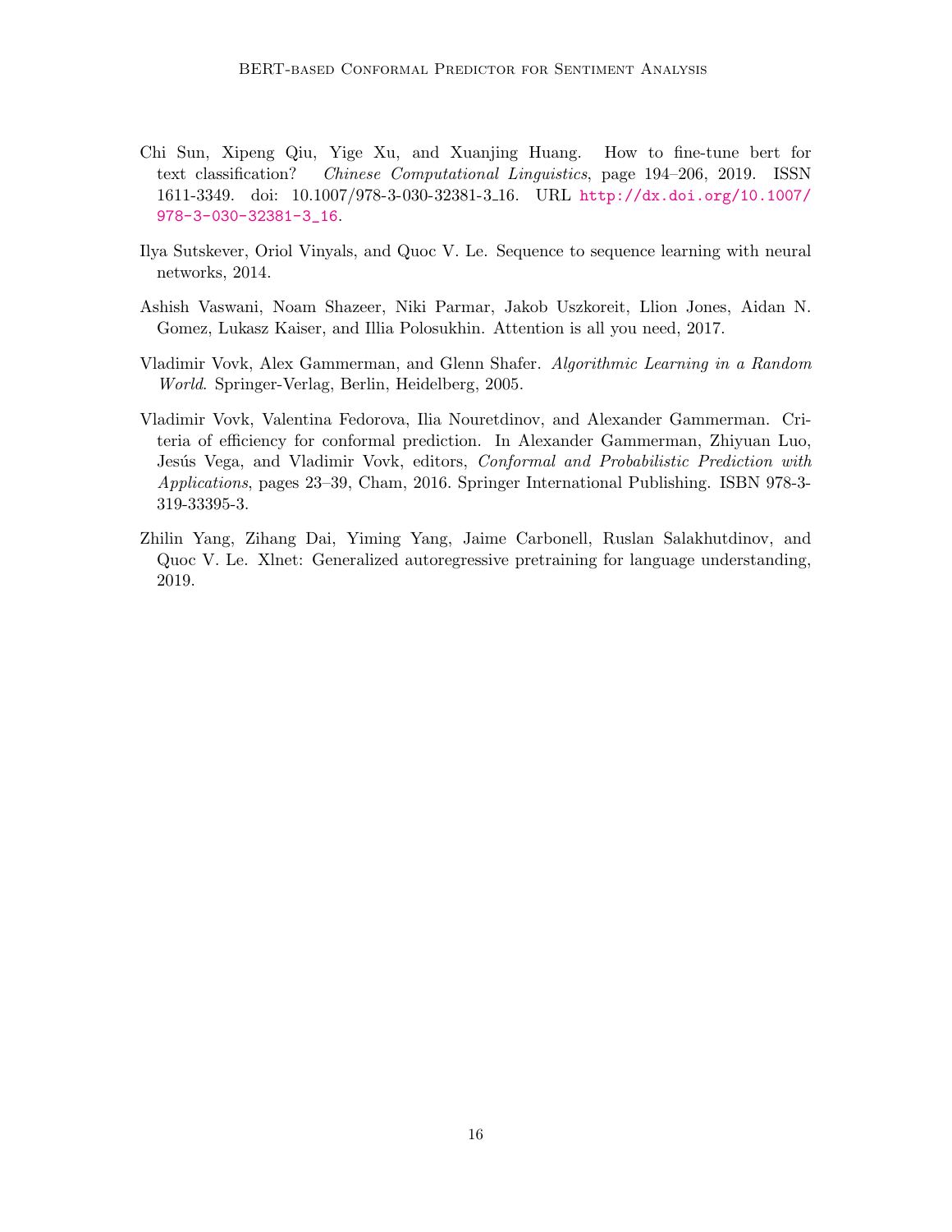Chi Sun, Xipeng Qiu, Yige Xu, and Xuanjing Huang. How to fine-tune bert for text classification? *Chinese Computational Linguistics*, page 194–206, 2019. ISSN 1611-3349. doi: 10.1007/978-3-030-32381-3_16. URL http://dx.doi.org/10.1007/978-3-030-32381-3_16.

Ilya Sutskever, Oriol Vinyals, and Quoc V. Le. Sequence to sequence learning with neural networks, 2014.

Ashish Vaswani, Noam Shazeer, Niki Parmar, Jakob Uszkoreit, Llion Jones, Aidan N. Gomez, Lukasz Kaiser, and Illia Polosukhin. Attention is all you need, 2017.

Vladimir Vovk, Alex Gammerman, and Glenn Shafer. *Algorithmic Learning in a Random World*. Springer-Verlag, Berlin, Heidelberg, 2005.

Vladimir Vovk, Valentina Fedorova, Ilia Nouretdinov, and Alexander Gammerman. Criteria of efficiency for conformal prediction. In Alexander Gammerman, Zhiyuan Luo, Jesús Vega, and Vladimir Vovk, editors, *Conformal and Probabilistic Prediction with Applications*, pages 23–39, Cham, 2016. Springer International Publishing. ISBN 978-3-319-33395-3.

Zhilin Yang, Zihang Dai, Yiming Yang, Jaime Carbonell, Ruslan Salakhutdinov, and Quoc V. Le. Xlnet: Generalized autoregressive pretraining for language understanding, 2019.